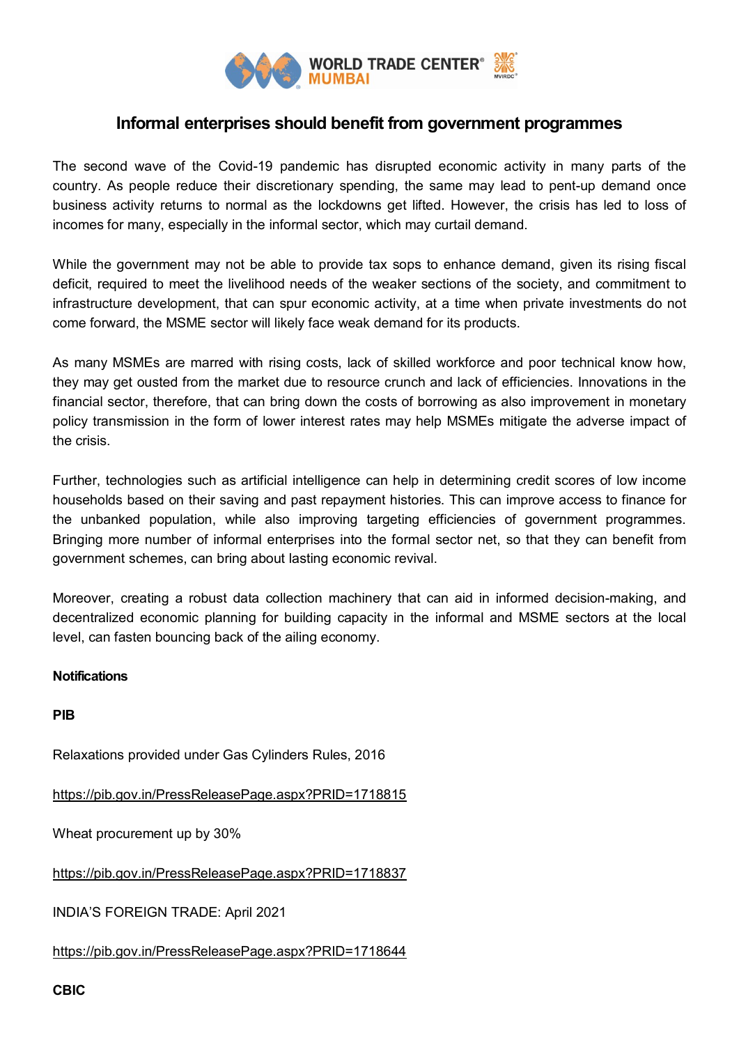# Informal enterprises should benefit from government programmes

The second wave of the Covid-19 pandemic has disrupted economic activity in many parts of the country. As people reduce their discretionary spending, the same may lead to pent-up demand once business activity returns to normal as the lockdowns get lifted. However, the crisis has led to loss of incomes for many, especially in the informal sector, which may curtail demand.

While the government may not be able to provide tax sops to enhance demand, given its rising fiscal deficit, required to meet the livelihood needs of the weaker sections of the society, and commitment to infrastructure development, that can spur economic activity, at a time when private investments do not come forward, the MSME sector will likely face weak demand for its products.

As many MSMEs are marred with rising costs, lack of skilled workforce and poor technical know how, they may get ousted from the market due to resource crunch and lack of efficiencies. Innovations in the financial sector, therefore, that can bring down the costs of borrowing as also improvement in monetary policy transmission in the form of lower interest rates may help MSMEs mitigate the adverse impact of the crisis.

Further, technologies such as artificial intelligence can help in determining credit scores of low income households based on their saving and past repayment histories. This can improve access to finance for the unbanked population, while also improving targeting efficiencies of government programmes. Bringing more number of informal enterprises into the formal sector net, so that they can benefit from government schemes, can bring about lasting economic revival.

Moreover, creating a robust data collection machinery that can aid in informed decision-making, and decentralized economic planning for building capacity in the informal and MSME sectors at the local level, can fasten bouncing back of the ailing economy.

**Notifications**

**PIB**

Relaxations provided under Gas Cylinders Rules, 2016

https://pib.gov.in/PressReleasePage.aspx?PRID=1718815

Wheat procurement up by 30%

https://pib.gov.in/PressReleasePage.aspx?PRID=1718837

INDIA'S FOREIGN TRADE: April 2021

https://pib.gov.in/PressReleasePage.aspx?PRID=1718644

**CBIC**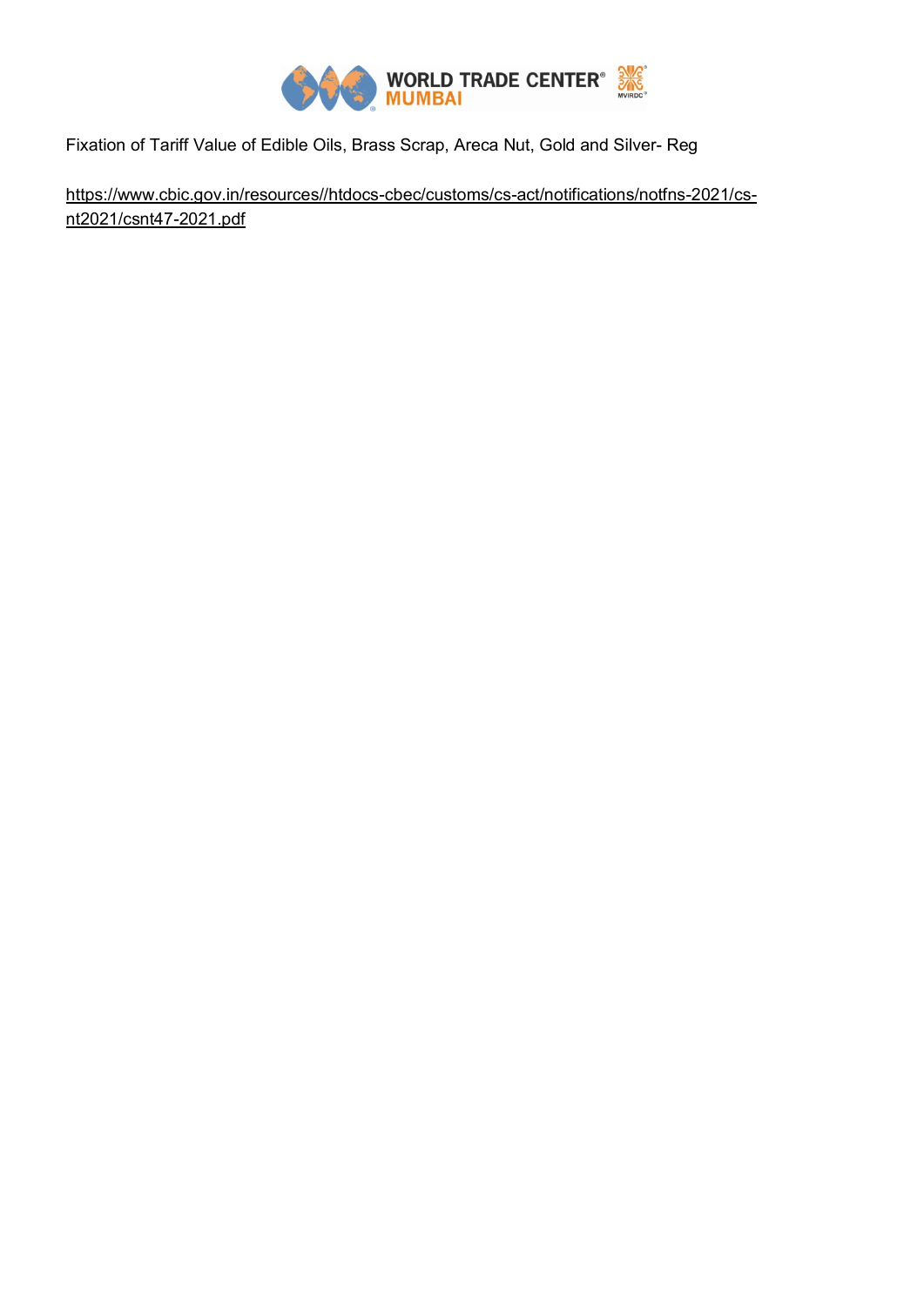Fixation of Tariff Value of Edible Oils, Brass Scrap, Areca Nut, Gold and Silver- Reg

https://www.cbic.gov.in/resources//htdocs-cbec/customs/cs-act/notifications/notfns-2021/cs-nt2021/csnt47-2021.pdf